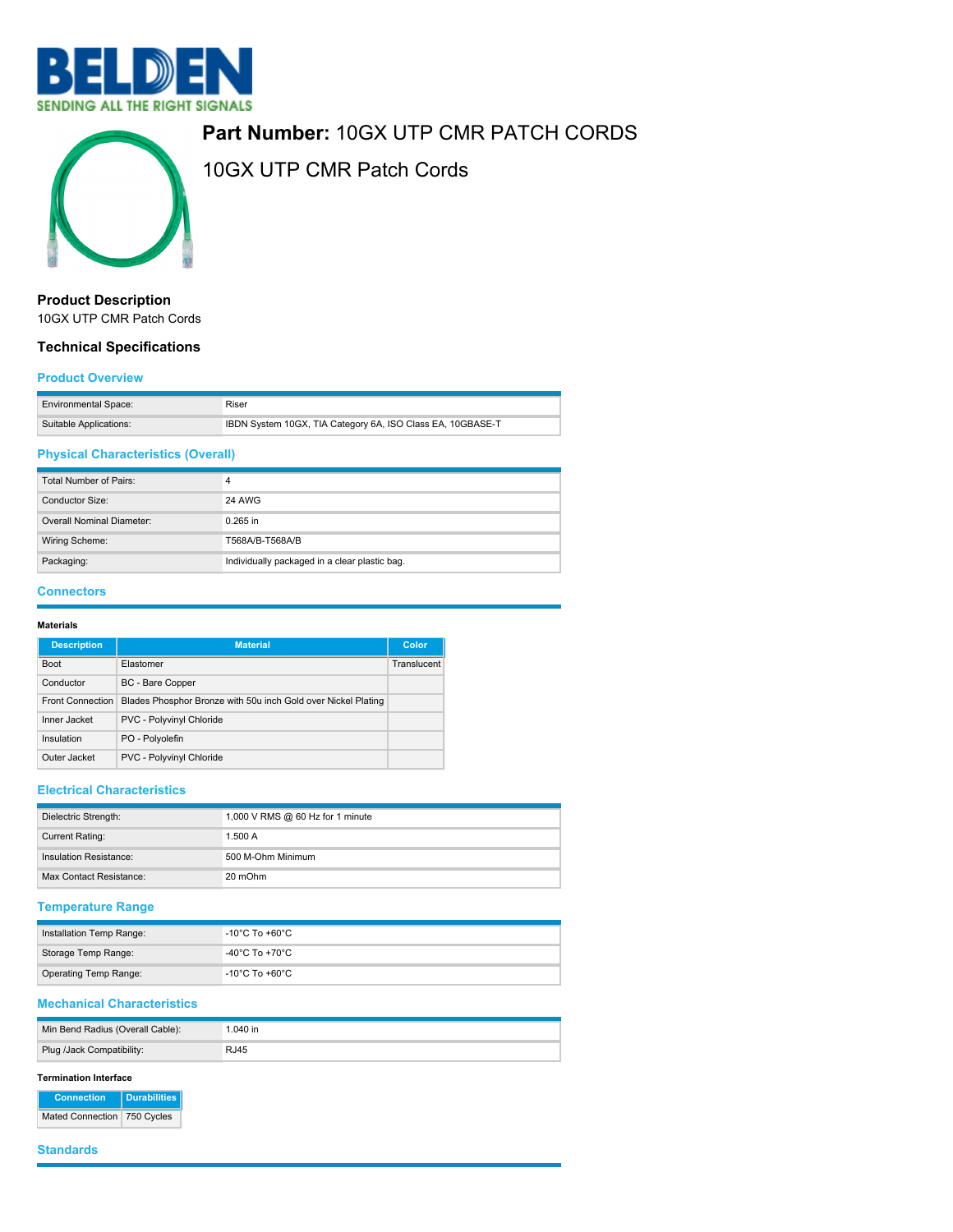BELDEN
SENDING ALL THE RIGHT SIGNALS

# Part Number: 10GX UTP CMR PATCH CORDS

## 10GX UTP CMR Patch Cords

### Product Description

10GX UTP CMR Patch Cords

### Technical Specifications

#### Product Overview

| | |
|---|---|
| Environmental Space: | Riser |
| Suitable Applications: | IBDN System 10GX, TIA Category 6A, ISO Class EA, 10GBASE-T |

#### Physical Characteristics (Overall)

| | |
|---|---|
| Total Number of Pairs: | 4 |
| Conductor Size: | 24 AWG |
| Overall Nominal Diameter: | 0.265 in |
| Wiring Scheme: | T568A/B-T568A/B |
| Packaging: | Individually packaged in a clear plastic bag. |

#### Connectors

**Materials**

| Description | Material | Color |
|---|---|---|
| Boot | Elastomer | Translucent |
| Conductor | BC - Bare Copper | |
| Front Connection | Blades Phosphor Bronze with 50u inch Gold over Nickel Plating | |
| Inner Jacket | PVC - Polyvinyl Chloride | |
| Insulation | PO - Polyolefin | |
| Outer Jacket | PVC - Polyvinyl Chloride | |

#### Electrical Characteristics

| | |
|---|---|
| Dielectric Strength: | 1,000 V RMS @ 60 Hz for 1 minute |
| Current Rating: | 1.500 A |
| Insulation Resistance: | 500 M-Ohm Minimum |
| Max Contact Resistance: | 20 mOhm |

#### Temperature Range

| | |
|---|---|
| Installation Temp Range: | -10°C To +60°C |
| Storage Temp Range: | -40°C To +70°C |
| Operating Temp Range: | -10°C To +60°C |

#### Mechanical Characteristics

| | |
|---|---|
| Min Bend Radius (Overall Cable): | 1.040 in |
| Plug /Jack Compatibility: | RJ45 |

**Termination Interface**

| Connection | Durabilities |
|---|---|
| Mated Connection | 750 Cycles |

#### Standards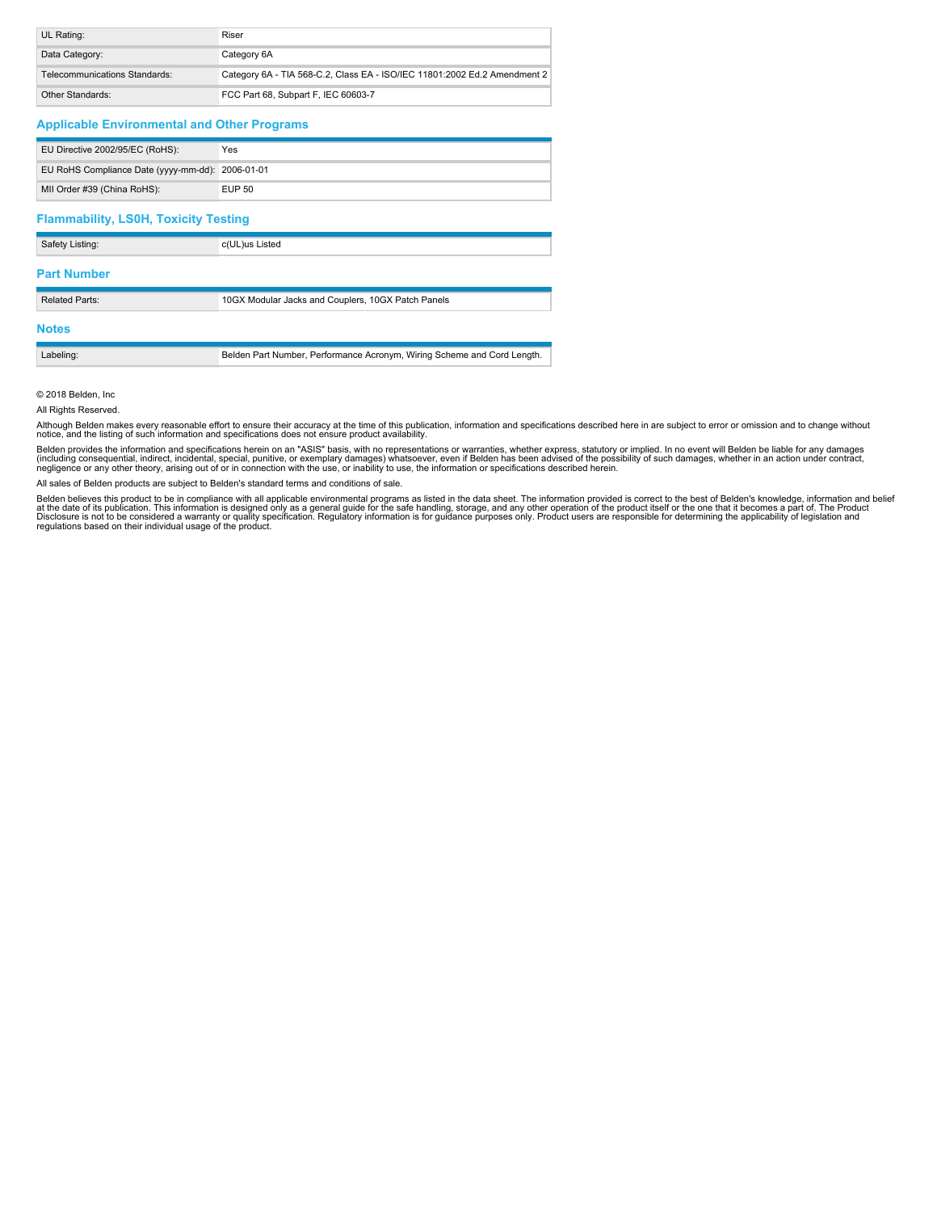| | |
|---|---|
| UL Rating: | Riser |
| Data Category: | Category 6A |
| Telecommunications Standards: | Category 6A - TIA 568-C.2, Class EA - ISO/IEC 11801:2002 Ed.2 Amendment 2 |
| Other Standards: | FCC Part 68, Subpart F, IEC 60603-7 |

## Applicable Environmental and Other Programs

| | |
|---|---|
| EU Directive 2002/95/EC (RoHS): | Yes |
| EU RoHS Compliance Date (yyyy-mm-dd): | 2006-01-01 |
| MII Order #39 (China RoHS): | EUP 50 |

## Flammability, LS0H, Toxicity Testing

| | |
|---|---|
| Safety Listing: | c(UL)us Listed |

## Part Number

| | |
|---|---|
| Related Parts: | 10GX Modular Jacks and Couplers, 10GX Patch Panels |

## Notes

| | |
|---|---|
| Labeling: | Belden Part Number, Performance Acronym, Wiring Scheme and Cord Length. |

© 2018 Belden, Inc

All Rights Reserved.

Although Belden makes every reasonable effort to ensure their accuracy at the time of this publication, information and specifications described here in are subject to error or omission and to change without notice, and the listing of such information and specifications does not ensure product availability.

Belden provides the information and specifications herein on an "ASIS" basis, with no representations or warranties, whether express, statutory or implied. In no event will Belden be liable for any damages (including consequential, indirect, incidental, special, punitive, or exemplary damages) whatsoever, even if Belden has been advised of the possibility of such damages, whether in an action under contract, negligence or any other theory, arising out of or in connection with the use, or inability to use, the information or specifications described herein.

All sales of Belden products are subject to Belden's standard terms and conditions of sale.

Belden believes this product to be in compliance with all applicable environmental programs as listed in the data sheet. The information provided is correct to the best of Belden's knowledge, information and belief at the date of its publication. This information is designed only as a general guide for the safe handling, storage, and any other operation of the product itself or the one that it becomes a part of. The Product Disclosure is not to be considered a warranty or quality specification. Regulatory information is for guidance purposes only. Product users are responsible for determining the applicability of legislation and regulations based on their individual usage of the product.